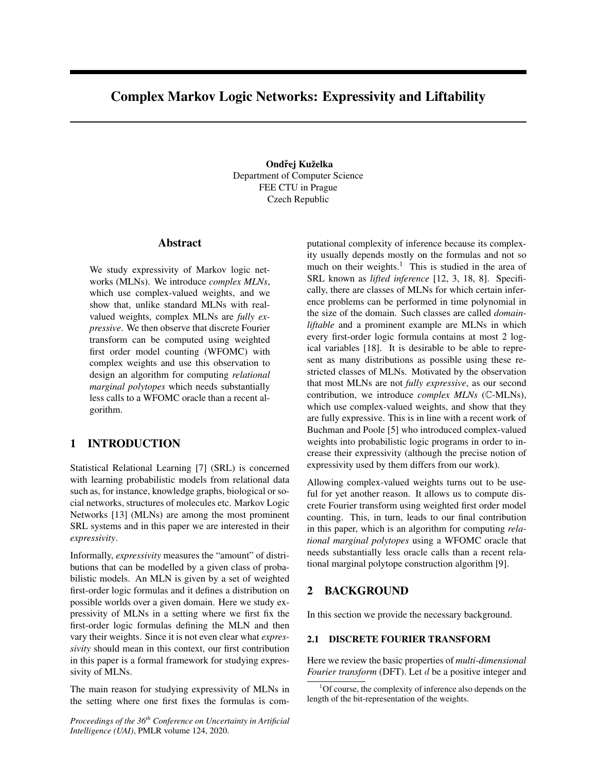# Complex Markov Logic Networks: Expressivity and Liftability

**Ondřej Kuželka**
Department of Computer Science
FEE CTU in Prague
Czech Republic

## Abstract

We study expressivity of Markov logic networks (MLNs). We introduce *complex MLNs*, which use complex-valued weights, and we show that, unlike standard MLNs with real-valued weights, complex MLNs are *fully expressive*. We then observe that discrete Fourier transform can be computed using weighted first order model counting (WFOMC) with complex weights and use this observation to design an algorithm for computing *relational marginal polytopes* which needs substantially less calls to a WFOMC oracle than a recent algorithm.

## 1 INTRODUCTION

Statistical Relational Learning [7] (SRL) is concerned with learning probabilistic models from relational data such as, for instance, knowledge graphs, biological or social networks, structures of molecules etc. Markov Logic Networks [13] (MLNs) are among the most prominent SRL systems and in this paper we are interested in their *expressivity*.

Informally, *expressivity* measures the "amount" of distributions that can be modelled by a given class of probabilistic models. An MLN is given by a set of weighted first-order logic formulas and it defines a distribution on possible worlds over a given domain. Here we study expressivity of MLNs in a setting where we first fix the first-order logic formulas defining the MLN and then vary their weights. Since it is not even clear what *expressivity* should mean in this context, our first contribution in this paper is a formal framework for studying expressivity of MLNs.

The main reason for studying expressivity of MLNs in the setting where one first fixes the formulas is computational complexity of inference because its complexity usually depends mostly on the formulas and not so much on their weights.[1] This is studied in the area of SRL known as *lifted inference* [12, 3, 18, 8]. Specifically, there are classes of MLNs for which certain inference problems can be performed in time polynomial in the size of the domain. Such classes are called *domain-liftable* and a prominent example are MLNs in which every first-order logic formula contains at most 2 logical variables [18]. It is desirable to be able to represent as many distributions as possible using these restricted classes of MLNs. Motivated by the observation that most MLNs are not *fully expressive*, as our second contribution, we introduce *complex MLNs* ($\mathbb{C}$-MLNs), which use complex-valued weights, and show that they are fully expressive. This is in line with a recent work of Buchman and Poole [5] who introduced complex-valued weights into probabilistic logic programs in order to increase their expressivity (although the precise notion of expressivity used by them differs from our work).

Allowing complex-valued weights turns out to be useful for yet another reason. It allows us to compute discrete Fourier transform using weighted first order model counting. This, in turn, leads to our final contribution in this paper, which is an algorithm for computing *relational marginal polytopes* using a WFOMC oracle that needs substantially less oracle calls than a recent relational marginal polytope construction algorithm [9].

## 2 BACKGROUND

In this section we provide the necessary background.

### 2.1 DISCRETE FOURIER TRANSFORM

Here we review the basic properties of *multi-dimensional Fourier transform* (DFT). Let $d$ be a positive integer and

[1] Of course, the complexity of inference also depends on the length of the bit-representation of the weights.

*Proceedings of the 36th Conference on Uncertainty in Artificial Intelligence (UAI)*, PMLR volume 124, 2020.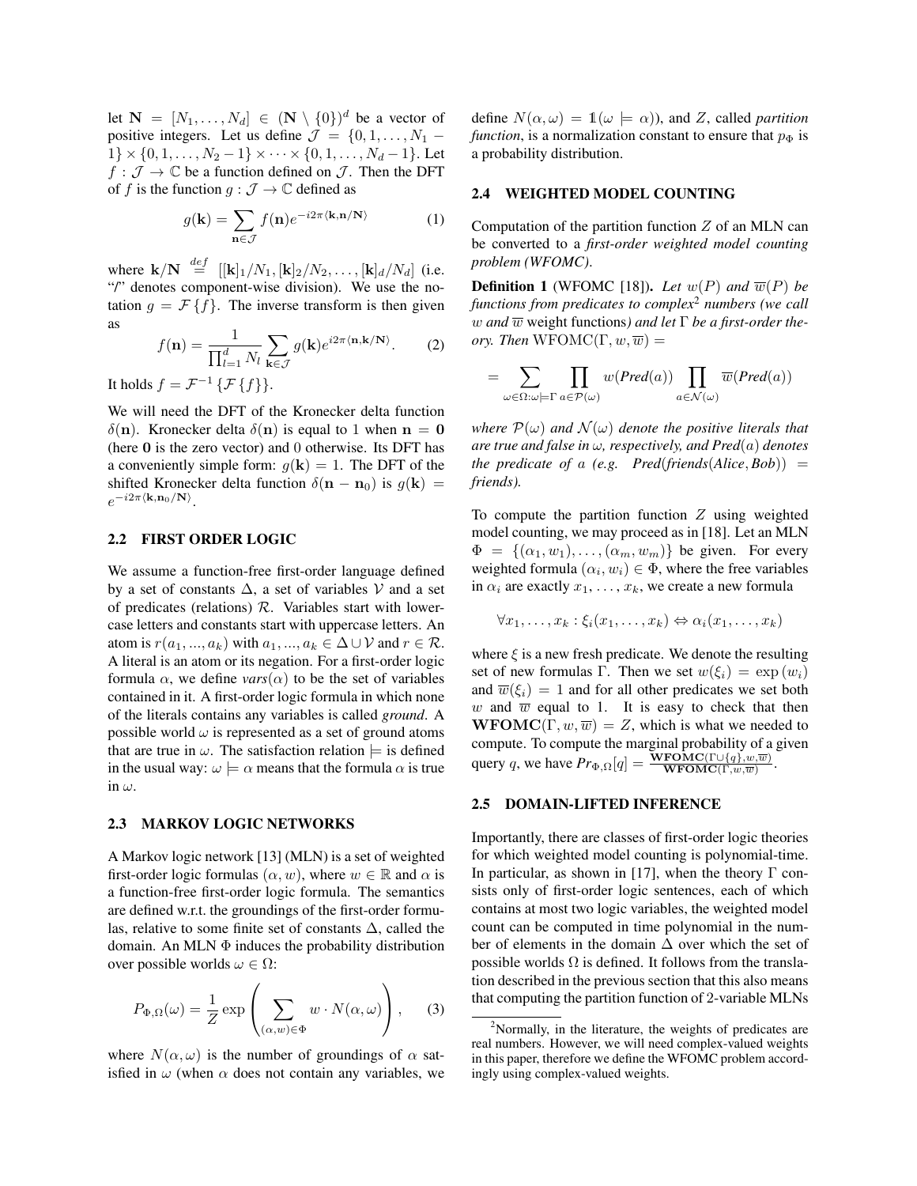let $\mathbf{N} = [N_1, \dots, N_d] \in (\mathbf{N} \setminus \{0\})^d$ be a vector of positive integers. Let us define $\mathcal{J} = \{0, 1, \dots, N_1 - 1\} \times \{0, 1, \dots, N_2 - 1\} \times \dots \times \{0, 1, \dots, N_d - 1\}$. Let $f : \mathcal{J} \to \mathbb{C}$ be a function defined on $\mathcal{J}$. Then the DFT of $f$ is the function $g : \mathcal{J} \to \mathbb{C}$ defined as

$$g(\mathbf{k}) = \sum_{\mathbf{n} \in \mathcal{J}} f(\mathbf{n}) e^{-i2\pi \langle \mathbf{k}, \mathbf{n}/\mathbf{N} \rangle} \tag{1}$$

where $\mathbf{k}/\mathbf{N} \stackrel{def}{=} [[\mathbf{k}]_1/N_1, [\mathbf{k}]_2/N_2, \dots, [\mathbf{k}]_d/N_d]$ (i.e. "/" denotes component-wise division). We use the notation $g = \mathcal{F}\{f\}$. The inverse transform is then given as

$$f(\mathbf{n}) = \frac{1}{\prod_{l=1}^{d} N_l} \sum_{\mathbf{k} \in \mathcal{J}} g(\mathbf{k}) e^{i2\pi \langle \mathbf{n}, \mathbf{k}/\mathbf{N} \rangle}. \tag{2}$$

It holds $f = \mathcal{F}^{-1}\{\mathcal{F}\{f\}\}$.

We will need the DFT of the Kronecker delta function $\delta(\mathbf{n})$. Kronecker delta $\delta(\mathbf{n})$ is equal to 1 when $\mathbf{n} = \mathbf{0}$ (here $\mathbf{0}$ is the zero vector) and 0 otherwise. Its DFT has a conveniently simple form: $g(\mathbf{k}) = 1$. The DFT of the shifted Kronecker delta function $\delta(\mathbf{n} - \mathbf{n}_0)$ is $g(\mathbf{k}) = e^{-i2\pi \langle \mathbf{k}, \mathbf{n}_0/\mathbf{N} \rangle}$.

### 2.2 FIRST ORDER LOGIC

We assume a function-free first-order language defined by a set of constants $\Delta$, a set of variables $\mathcal{V}$ and a set of predicates (relations) $\mathcal{R}$. Variables start with lowercase letters and constants start with uppercase letters. An atom is $r(a_1, ..., a_k)$ with $a_1, ..., a_k \in \Delta \cup \mathcal{V}$ and $r \in \mathcal{R}$. A literal is an atom or its negation. For a first-order logic formula $\alpha$, we define *vars*$(\alpha)$ to be the set of variables contained in it. A first-order logic formula in which none of the literals contains any variables is called *ground*. A possible world $\omega$ is represented as a set of ground atoms that are true in $\omega$. The satisfaction relation $\models$ is defined in the usual way: $\omega \models \alpha$ means that the formula $\alpha$ is true in $\omega$.

### 2.3 MARKOV LOGIC NETWORKS

A Markov logic network [13] (MLN) is a set of weighted first-order logic formulas $(\alpha, w)$, where $w \in \mathbb{R}$ and $\alpha$ is a function-free first-order logic formula. The semantics are defined w.r.t. the groundings of the first-order formulas, relative to some finite set of constants $\Delta$, called the domain. An MLN $\Phi$ induces the probability distribution over possible worlds $\omega \in \Omega$:

$$P_{\Phi,\Omega}(\omega) = \frac{1}{Z} \exp\left( \sum_{(\alpha,w) \in \Phi} w \cdot N(\alpha, \omega) \right), \tag{3}$$

where $N(\alpha, \omega)$ is the number of groundings of $\alpha$ satisfied in $\omega$ (when $\alpha$ does not contain any variables, we define $N(\alpha, \omega) = \mathbb{1}(\omega \models \alpha)$), and $Z$, called *partition function*, is a normalization constant to ensure that $p_\Phi$ is a probability distribution.

### 2.4 WEIGHTED MODEL COUNTING

Computation of the partition function $Z$ of an MLN can be converted to a *first-order weighted model counting problem (WFOMC)*.

**Definition 1** (WFOMC [18])**.** *Let $w(P)$ and $\overline{w}(P)$ be functions from predicates to complex*[2] *numbers (we call $w$ and $\overline{w}$* weight functions*) and let $\Gamma$ be a first-order theory. Then* $\text{WFOMC}(\Gamma, w, \overline{w}) =$

$$= \sum_{\omega \in \Omega : \omega \models \Gamma} \prod_{a \in \mathcal{P}(\omega)} w(\textit{Pred}(a)) \prod_{a \in \mathcal{N}(\omega)} \overline{w}(\textit{Pred}(a))$$

*where $\mathcal{P}(\omega)$ and $\mathcal{N}(\omega)$ denote the positive literals that are true and false in $\omega$, respectively, and $\textit{Pred}(a)$ denotes the predicate of $a$ (e.g. $\textit{Pred}(\textit{friends}(\textit{Alice}, \textit{Bob})) = \textit{friends}$).*

To compute the partition function $Z$ using weighted model counting, we may proceed as in [18]. Let an MLN $\Phi = \{(\alpha_1, w_1), \dots, (\alpha_m, w_m)\}$ be given. For every weighted formula $(\alpha_i, w_i) \in \Phi$, where the free variables in $\alpha_i$ are exactly $x_1, \dots, x_k$, we create a new formula

$$\forall x_1, \dots, x_k : \xi_i(x_1, \dots, x_k) \Leftrightarrow \alpha_i(x_1, \dots, x_k)$$

where $\xi$ is a new fresh predicate. We denote the resulting set of new formulas $\Gamma$. Then we set $w(\xi_i) = \exp(w_i)$ and $\overline{w}(\xi_i) = 1$ and for all other predicates we set both $w$ and $\overline{w}$ equal to 1. It is easy to check that then $\mathbf{WFOMC}(\Gamma, w, \overline{w}) = Z$, which is what we needed to compute. To compute the marginal probability of a given query $q$, we have $\textit{Pr}_{\Phi,\Omega}[q] = \frac{\mathbf{WFOMC}(\Gamma \cup \{q\}, w, \overline{w})}{\mathbf{WFOMC}(\Gamma, w, \overline{w})}$.

### 2.5 DOMAIN-LIFTED INFERENCE

Importantly, there are classes of first-order logic theories for which weighted model counting is polynomial-time. In particular, as shown in [17], when the theory $\Gamma$ consists only of first-order logic sentences, each of which contains at most two logic variables, the weighted model count can be computed in time polynomial in the number of elements in the domain $\Delta$ over which the set of possible worlds $\Omega$ is defined. It follows from the translation described in the previous section that this also means that computing the partition function of 2-variable MLNs

[2] Normally, in the literature, the weights of predicates are real numbers. However, we will need complex-valued weights in this paper, therefore we define the WFOMC problem accordingly using complex-valued weights.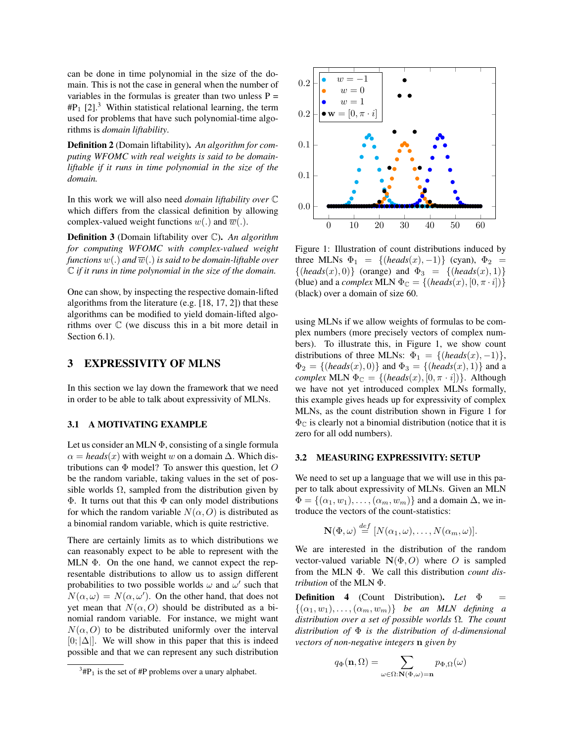can be done in time polynomial in the size of the domain. This is not the case in general when the number of variables in the formulas is greater than two unless P = #P$_1$ [2].[3] Within statistical relational learning, the term used for problems that have such polynomial-time algorithms is *domain liftability*.

**Definition 2** (Domain liftability)**.** *An algorithm for computing WFOMC with real weights is said to be domain-liftable if it runs in time polynomial in the size of the domain.*

In this work we will also need *domain liftability over* $\mathbb{C}$ which differs from the classical definition by allowing complex-valued weight functions $w(.)$ and $\overline{w}(.)$.

**Definition 3** (Domain liftability over $\mathbb{C}$)**.** *An algorithm for computing WFOMC with complex-valued weight functions $w(.)$ and $\overline{w}(.)$ is said to be domain-liftable over $\mathbb{C}$ if it runs in time polynomial in the size of the domain.*

One can show, by inspecting the respective domain-lifted algorithms from the literature (e.g. [18, 17, 2]) that these algorithms can be modified to yield domain-lifted algorithms over $\mathbb{C}$ (we discuss this in a bit more detail in Section 6.1).

## 3 EXPRESSIVITY OF MLNS

In this section we lay down the framework that we need in order to be able to talk about expressivity of MLNs.

### 3.1 A MOTIVATING EXAMPLE

Let us consider an MLN $\Phi$, consisting of a single formula $\alpha = \textit{heads}(x)$ with weight $w$ on a domain $\Delta$. Which distributions can $\Phi$ model? To answer this question, let $O$ be the random variable, taking values in the set of possible worlds $\Omega$, sampled from the distribution given by $\Phi$. It turns out that this $\Phi$ can only model distributions for which the random variable $N(\alpha, O)$ is distributed as a binomial random variable, which is quite restrictive.

There are certainly limits as to which distributions we can reasonably expect to be able to represent with the MLN $\Phi$. On the one hand, we cannot expect the representable distributions to allow us to assign different probabilities to two possible worlds $\omega$ and $\omega'$ such that $N(\alpha, \omega) = N(\alpha, \omega')$. On the other hand, that does not yet mean that $N(\alpha, O)$ should be distributed as a binomial random variable. For instance, we might want $N(\alpha, O)$ to be distributed uniformly over the interval $[0; |\Delta|]$. We will show in this paper that this is indeed possible and that we can represent any such distribution using MLNs if we allow weights of formulas to be complex numbers (more precisely vectors of complex numbers). To illustrate this, in Figure 1, we show count distributions of three MLNs: $\Phi_1 = \{(\textit{heads}(x), -1)\}$, $\Phi_2 = \{(\textit{heads}(x), 0)\}$ and $\Phi_3 = \{(\textit{heads}(x), 1)\}$ and a *complex* MLN $\Phi_{\mathbb{C}} = \{(\textit{heads}(x), [0, \pi \cdot i])\}$. Although we have not yet introduced complex MLNs formally, this example gives heads up for expressivity of complex MLNs, as the count distribution shown in Figure 1 for $\Phi_{\mathbb{C}}$ is clearly not a binomial distribution (notice that it is zero for all odd numbers).

Figure 1: Illustration of count distributions induced by three MLNs $\Phi_1 = \{(\textit{heads}(x), -1)\}$ (cyan), $\Phi_2 = \{(\textit{heads}(x), 0)\}$ (orange) and $\Phi_3 = \{(\textit{heads}(x), 1)\}$ (blue) and a *complex* MLN $\Phi_{\mathbb{C}} = \{(\textit{heads}(x), [0, \pi \cdot i])\}$ (black) over a domain of size 60.

### 3.2 MEASURING EXPRESSIVITY: SETUP

We need to set up a language that we will use in this paper to talk about expressivity of MLNs. Given an MLN $\Phi = \{(\alpha_1, w_1), \dots, (\alpha_m, w_m)\}$ and a domain $\Delta$, we introduce the vectors of the count-statistics:

$$\mathbf{N}(\Phi, \omega) \stackrel{def}{=} [N(\alpha_1, \omega), \dots, N(\alpha_m, \omega)].$$

We are interested in the distribution of the random vector-valued variable $\mathbf{N}(\Phi, O)$ where $O$ is sampled from the MLN $\Phi$. We call this distribution *count distribution* of the MLN $\Phi$.

**Definition 4** (Count Distribution)**.** *Let $\Phi = \{(\alpha_1, w_1), \dots, (\alpha_m, w_m)\}$ be an MLN defining a distribution over a set of possible worlds $\Omega$. The count distribution of $\Phi$ is the distribution of $d$-dimensional vectors of non-negative integers $\mathbf{n}$ given by*

$$q_\Phi(\mathbf{n}, \Omega) = \sum_{\omega \in \Omega : \mathbf{N}(\Phi, \omega) = \mathbf{n}} p_{\Phi,\Omega}(\omega)$$

[3] #P$_1$ is the set of #P problems over a unary alphabet.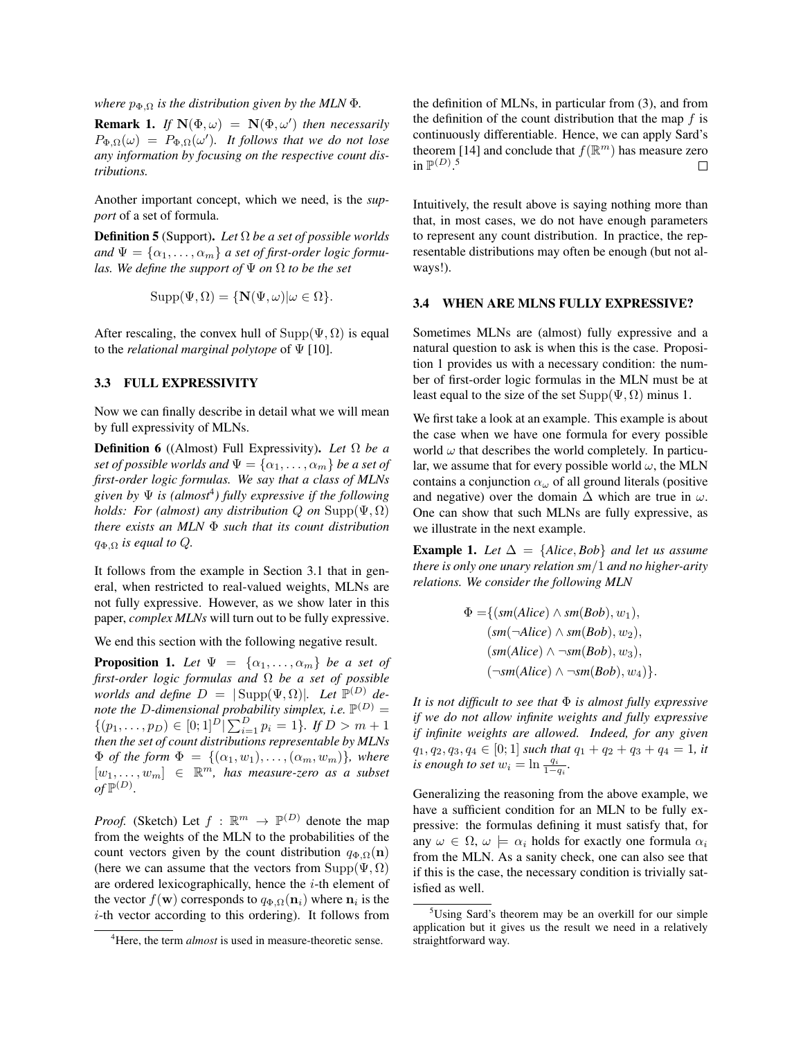*where $p_{\Phi,\Omega}$ is the distribution given by the MLN $\Phi$.*

**Remark 1.** *If $\mathbf{N}(\Phi,\omega) = \mathbf{N}(\Phi,\omega')$ then necessarily $P_{\Phi,\Omega}(\omega) = P_{\Phi,\Omega}(\omega')$. It follows that we do not lose any information by focusing on the respective count distributions.*

Another important concept, which we need, is the *support* of a set of formula.

**Definition 5** (Support)**.** *Let $\Omega$ be a set of possible worlds and $\Psi = \{\alpha_1, \dots, \alpha_m\}$ a set of first-order logic formulas. We define the support of $\Psi$ on $\Omega$ to be the set*

$$\mathrm{Supp}(\Psi,\Omega) = \{\mathbf{N}(\Psi,\omega) | \omega \in \Omega\}.$$

After rescaling, the convex hull of $\mathrm{Supp}(\Psi,\Omega)$ is equal to the *relational marginal polytope* of $\Psi$ [10].

### 3.3 FULL EXPRESSIVITY

Now we can finally describe in detail what we will mean by full expressivity of MLNs.

**Definition 6** ((Almost) Full Expressivity)**.** *Let $\Omega$ be a set of possible worlds and $\Psi = \{\alpha_1, \dots, \alpha_m\}$ be a set of first-order logic formulas. We say that a class of MLNs given by $\Psi$ is (almost[4]) fully expressive if the following holds: For (almost) any distribution $Q$ on $\mathrm{Supp}(\Psi,\Omega)$ there exists an MLN $\Phi$ such that its count distribution $q_{\Phi,\Omega}$ is equal to $Q$.*

It follows from the example in Section 3.1 that in general, when restricted to real-valued weights, MLNs are not fully expressive. However, as we show later in this paper, *complex MLNs* will turn out to be fully expressive.

We end this section with the following negative result.

**Proposition 1.** *Let $\Psi = \{\alpha_1, \dots, \alpha_m\}$ be a set of first-order logic formulas and $\Omega$ be a set of possible worlds and define $D = |\mathrm{Supp}(\Psi,\Omega)|$. Let $\mathbb{P}^{(D)}$ denote the $D$-dimensional probability simplex, i.e. $\mathbb{P}^{(D)} = \{(p_1, \dots, p_D) \in [0;1]^D | \sum_{i=1}^{D} p_i = 1\}$. If $D > m + 1$ then the set of count distributions representable by MLNs $\Phi$ of the form $\Phi = \{(\alpha_1, w_1), \dots, (\alpha_m, w_m)\}$, where $[w_1, \dots, w_m] \in \mathbb{R}^m$, has measure-zero as a subset of $\mathbb{P}^{(D)}$.*

*Proof.* (Sketch) Let $f : \mathbb{R}^m \to \mathbb{P}^{(D)}$ denote the map from the weights of the MLN to the probabilities of the count vectors given by the count distribution $q_{\Phi,\Omega}(\mathbf{n})$ (here we can assume that the vectors from $\mathrm{Supp}(\Psi,\Omega)$ are ordered lexicographically, hence the $i$-th element of the vector $f(\mathbf{w})$ corresponds to $q_{\Phi,\Omega}(\mathbf{n}_i)$ where $\mathbf{n}_i$ is the $i$-th vector according to this ordering). It follows from the definition of MLNs, in particular from (3), and from the definition of the count distribution that the map $f$ is continuously differentiable. Hence, we can apply Sard's theorem [14] and conclude that $f(\mathbb{R}^m)$ has measure zero in $\mathbb{P}^{(D)}$.[5] □

Intuitively, the result above is saying nothing more than that, in most cases, we do not have enough parameters to represent any count distribution. In practice, the representable distributions may often be enough (but not always!).

### 3.4 WHEN ARE MLNS FULLY EXPRESSIVE?

Sometimes MLNs are (almost) fully expressive and a natural question to ask is when this is the case. Proposition 1 provides us with a necessary condition: the number of first-order logic formulas in the MLN must be at least equal to the size of the set $\mathrm{Supp}(\Psi,\Omega)$ minus 1.

We first take a look at an example. This example is about the case when we have one formula for every possible world $\omega$ that describes the world completely. In particular, we assume that for every possible world $\omega$, the MLN contains a conjunction $\alpha_\omega$ of all ground literals (positive and negative) over the domain $\Delta$ which are true in $\omega$. One can show that such MLNs are fully expressive, as we illustrate in the next example.

**Example 1.** *Let $\Delta = \{Alice, Bob\}$ and let us assume there is only one unary relation $sm/1$ and no higher-arity relations. We consider the following MLN*

$$\begin{aligned}\Phi = \{&(sm(Alice) \wedge sm(Bob), w_1), \\ &(sm(\neg Alice) \wedge sm(Bob), w_2), \\ &(sm(Alice) \wedge \neg sm(Bob), w_3), \\ &(\neg sm(Alice) \wedge \neg sm(Bob), w_4)\}.\end{aligned}$$

*It is not difficult to see that $\Phi$ is almost fully expressive if we do not allow infinite weights and fully expressive if infinite weights are allowed. Indeed, for any given $q_1, q_2, q_3, q_4 \in [0;1]$ such that $q_1 + q_2 + q_3 + q_4 = 1$, it is enough to set $w_i = \ln \frac{q_i}{1-q_i}$.*

Generalizing the reasoning from the above example, we have a sufficient condition for an MLN to be fully expressive: the formulas defining it must satisfy that, for any $\omega \in \Omega$, $\omega \models \alpha_i$ holds for exactly one formula $\alpha_i$ from the MLN. As a sanity check, one can also see that if this is the case, the necessary condition is trivially satisfied as well.

---

[4] Here, the term *almost* is used in measure-theoretic sense.

[5] Using Sard's theorem may be an overkill for our simple application but it gives us the result we need in a relatively straightforward way.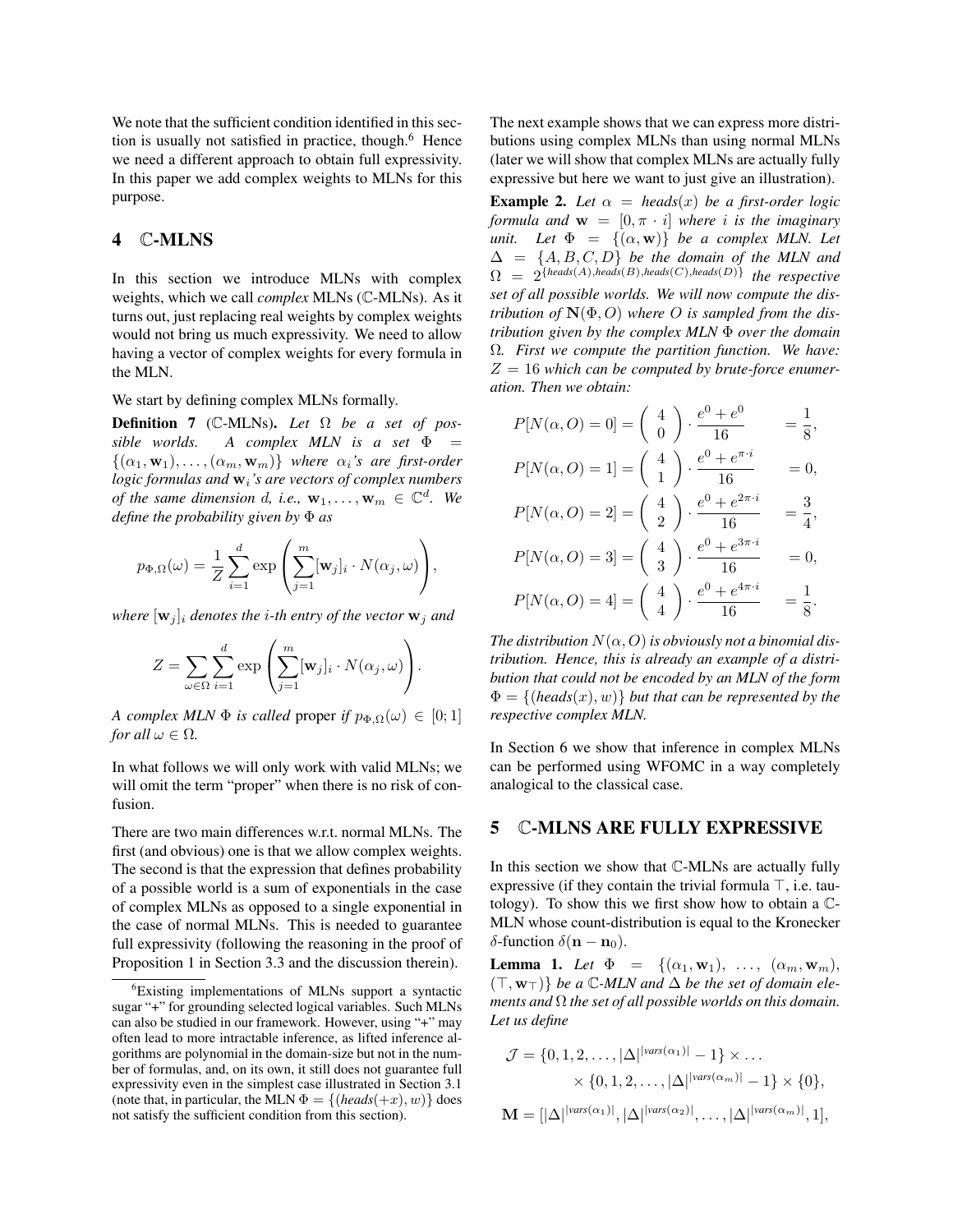We note that the sufficient condition identified in this section is usually not satisfied in practice, though.[6] Hence we need a different approach to obtain full expressivity. In this paper we add complex weights to MLNs for this purpose.

## 4 $\mathbb{C}$-MLNS

In this section we introduce MLNs with complex weights, which we call *complex* MLNs ($\mathbb{C}$-MLNs). As it turns out, just replacing real weights by complex weights would not bring us much expressivity. We need to allow having a vector of complex weights for every formula in the MLN.

We start by defining complex MLNs formally.

**Definition 7** ($\mathbb{C}$-MLNs). *Let $\Omega$ be a set of possible worlds. A complex MLN is a set $\Phi = \{(\alpha_1, \mathbf{w}_1), \ldots, (\alpha_m, \mathbf{w}_m)\}$ where $\alpha_i$'s are first-order logic formulas and $\mathbf{w}_i$'s are vectors of complex numbers of the same dimension $d$, i.e., $\mathbf{w}_1, \ldots, \mathbf{w}_m \in \mathbb{C}^d$. We define the probability given by $\Phi$ as*

$$p_{\Phi,\Omega}(\omega) = \frac{1}{Z} \sum_{i=1}^{d} \exp\left(\sum_{j=1}^{m} [\mathbf{w}_j]_i \cdot N(\alpha_j, \omega)\right),$$

*where $[\mathbf{w}_j]_i$ denotes the $i$-th entry of the vector $\mathbf{w}_j$ and*

$$Z = \sum_{\omega \in \Omega} \sum_{i=1}^{d} \exp\left(\sum_{j=1}^{m} [\mathbf{w}_j]_i \cdot N(\alpha_j, \omega)\right).$$

*A complex MLN $\Phi$ is called* proper *if $p_{\Phi,\Omega}(\omega) \in [0;1]$ for all $\omega \in \Omega$.*

In what follows we will only work with valid MLNs; we will omit the term "proper" when there is no risk of confusion.

There are two main differences w.r.t. normal MLNs. The first (and obvious) one is that we allow complex weights. The second is that the expression that defines probability of a possible world is a sum of exponentials in the case of complex MLNs as opposed to a single exponential in the case of normal MLNs. This is needed to guarantee full expressivity (following the reasoning in the proof of Proposition 1 in Section 3.3 and the discussion therein).

[6] Existing implementations of MLNs support a syntactic sugar "+" for grounding selected logical variables. Such MLNs can also be studied in our framework. However, using "+" may often lead to more intractable inference, as lifted inference algorithms are polynomial in the domain-size but not in the number of formulas, and, on its own, it still does not guarantee full expressivity even in the simplest case illustrated in Section 3.1 (note that, in particular, the MLN $\Phi = \{(heads(+x), w)\}$ does not satisfy the sufficient condition from this section).

The next example shows that we can express more distributions using complex MLNs than using normal MLNs (later we will show that complex MLNs are actually fully expressive but here we want to just give an illustration).

**Example 2.** *Let $\alpha = heads(x)$ be a first-order logic formula and $\mathbf{w} = [0, \pi \cdot i]$ where $i$ is the imaginary unit. Let $\Phi = \{(\alpha, \mathbf{w})\}$ be a complex MLN. Let $\Delta = \{A, B, C, D\}$ be the domain of the MLN and $\Omega = 2^{\{heads(A), heads(B), heads(C), heads(D)\}}$ the respective set of all possible worlds. We will now compute the distribution of $\mathbf{N}(\Phi, O)$ where $O$ is sampled from the distribution given by the complex MLN $\Phi$ over the domain $\Omega$. First we compute the partition function. We have: $Z = 16$ which can be computed by brute-force enumeration. Then we obtain:*

$$P[N(\alpha, O) = 0] = \binom{4}{0} \cdot \frac{e^0 + e^0}{16} = \frac{1}{8},$$

$$P[N(\alpha, O) = 1] = \binom{4}{1} \cdot \frac{e^0 + e^{\pi \cdot i}}{16} = 0,$$

$$P[N(\alpha, O) = 2] = \binom{4}{2} \cdot \frac{e^0 + e^{2\pi \cdot i}}{16} = \frac{3}{4},$$

$$P[N(\alpha, O) = 3] = \binom{4}{3} \cdot \frac{e^0 + e^{3\pi \cdot i}}{16} = 0,$$

$$P[N(\alpha, O) = 4] = \binom{4}{4} \cdot \frac{e^0 + e^{4\pi \cdot i}}{16} = \frac{1}{8}.$$

*The distribution $N(\alpha, O)$ is obviously not a binomial distribution. Hence, this is already an example of a distribution that could not be encoded by an MLN of the form $\Phi = \{(heads(x), w)\}$ but that can be represented by the respective complex MLN.*

In Section 6 we show that inference in complex MLNs can be performed using WFOMC in a way completely analogical to the classical case.

## 5 $\mathbb{C}$-MLNS ARE FULLY EXPRESSIVE

In this section we show that $\mathbb{C}$-MLNs are actually fully expressive (if they contain the trivial formula $\top$, i.e. tautology). To show this we first show how to obtain a $\mathbb{C}$-MLN whose count-distribution is equal to the Kronecker $\delta$-function $\delta(\mathbf{n} - \mathbf{n}_0)$.

**Lemma 1.** *Let $\Phi = \{(\alpha_1, \mathbf{w}_1), \ldots, (\alpha_m, \mathbf{w}_m), (\top, \mathbf{w}_\top)\}$ be a $\mathbb{C}$-MLN and $\Delta$ be the set of domain elements and $\Omega$ the set of all possible worlds on this domain. Let us define*

$$\mathcal{J} = \{0, 1, 2, \ldots, |\Delta|^{|vars(\alpha_1)|} - 1\} \times \ldots \times \{0, 1, 2, \ldots, |\Delta|^{|vars(\alpha_m)|} - 1\} \times \{0\},$$

$$\mathbf{M} = [|\Delta|^{|vars(\alpha_1)|}, |\Delta|^{|vars(\alpha_2)|}, \ldots, |\Delta|^{|vars(\alpha_m)|}, 1],$$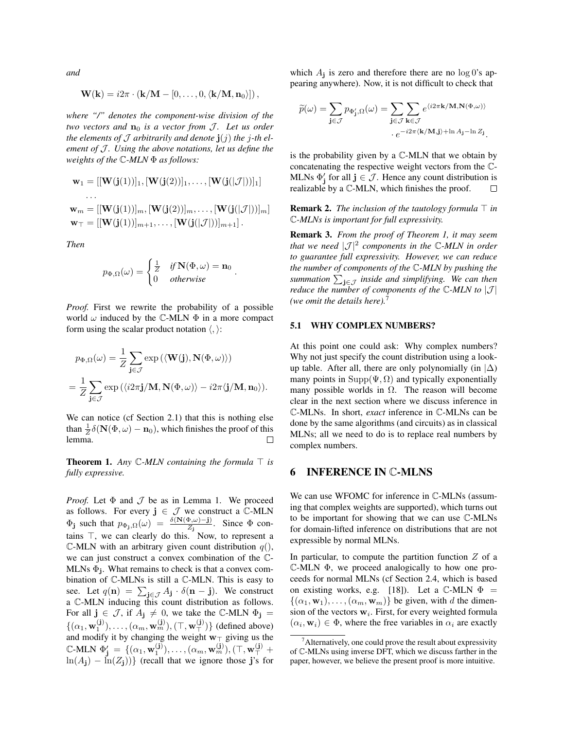*and*

$$\mathbf{W}(\mathbf{k}) = i2\pi \cdot (\mathbf{k}/\mathbf{M} - [0, \ldots, 0, \langle \mathbf{k}/\mathbf{M}, \mathbf{n}_0 \rangle]),$$

*where "/" denotes the component-wise division of the two vectors and $\mathbf{n}_0$ is a vector from $\mathcal{J}$. Let us order the elements of $\mathcal{J}$ arbitrarily and denote $\mathbf{j}(j)$ the $j$-th element of $\mathcal{J}$. Using the above notations, let us define the weights of the $\mathbb{C}$-MLN $\Phi$ as follows:*

$$\mathbf{w}_1 = [[\mathbf{W}(\mathbf{j}(1))]_1, [\mathbf{W}(\mathbf{j}(2))]_1, \ldots, [\mathbf{W}(\mathbf{j}(|\mathcal{J}|))]_1]$$
$$\ldots$$
$$\mathbf{w}_m = [[\mathbf{W}(\mathbf{j}(1))]_m, [\mathbf{W}(\mathbf{j}(2))]_m, \ldots, [\mathbf{W}(\mathbf{j}(|\mathcal{J}|))]_m]$$
$$\mathbf{w}_\top = [[\mathbf{W}(\mathbf{j}(1))]_{m+1}, \ldots, [\mathbf{W}(\mathbf{j}(|\mathcal{J}|))]_{m+1}].$$

*Then*

$$p_{\Phi,\Omega}(\omega) = \begin{cases} \frac{1}{Z} & \text{if } \mathbf{N}(\Phi, \omega) = \mathbf{n}_0 \\ 0 & \text{otherwise} \end{cases}.$$

*Proof.* First we rewrite the probability of a possible world $\omega$ induced by the $\mathbb{C}$-MLN $\Phi$ in a more compact form using the scalar product notation $\langle , \rangle$:

$$p_{\Phi,\Omega}(\omega) = \frac{1}{Z} \sum_{\mathbf{j} \in \mathcal{J}} \exp\left(\langle \mathbf{W}(\mathbf{j}), \mathbf{N}(\Phi, \omega) \rangle\right)$$
$$= \frac{1}{Z} \sum_{\mathbf{j} \in \mathcal{J}} \exp\left(\langle i2\pi \mathbf{j}/\mathbf{M}, \mathbf{N}(\Phi, \omega) \rangle - i2\pi \langle \mathbf{j}/\mathbf{M}, \mathbf{n}_0 \rangle\right).$$

We can notice (cf Section 2.1) that this is nothing else than $\frac{1}{Z}\delta(\mathbf{N}(\Phi, \omega) - \mathbf{n}_0)$, which finishes the proof of this lemma. $\square$

**Theorem 1.** *Any $\mathbb{C}$-MLN containing the formula $\top$ is fully expressive.*

*Proof.* Let $\Phi$ and $\mathcal{J}$ be as in Lemma 1. We proceed as follows. For every $\mathbf{j} \in \mathcal{J}$ we construct a $\mathbb{C}$-MLN $\Phi_\mathbf{j}$ such that $p_{\Phi_\mathbf{j},\Omega}(\omega) = \frac{\delta(\mathbf{N}(\Phi,\omega) - \mathbf{j})}{Z_\mathbf{j}}$. Since $\Phi$ contains $\top$, we can clearly do this. Now, to represent a $\mathbb{C}$-MLN with an arbitrary given count distribution $q()$, we can just construct a convex combination of the $\mathbb{C}$-MLNs $\Phi_\mathbf{j}$. What remains to check is that a convex combination of $\mathbb{C}$-MLNs is still a $\mathbb{C}$-MLN. This is easy to see. Let $q(\mathbf{n}) = \sum_{\mathbf{j} \in \mathcal{J}} A_\mathbf{j} \cdot \delta(\mathbf{n} - \mathbf{j})$. We construct a $\mathbb{C}$-MLN inducing this count distribution as follows. For all $\mathbf{j} \in \mathcal{J}$, if $A_\mathbf{j} \neq 0$, we take the $\mathbb{C}$-MLN $\Phi_\mathbf{j} = \{(\alpha_1, \mathbf{w}_1^{(\mathbf{j})}), \ldots, (\alpha_m, \mathbf{w}_m^{(\mathbf{j})}), (\top, \mathbf{w}_\top^{(\mathbf{j})})\}$ (defined above) and modify it by changing the weight $\mathbf{w}_\top$ giving us the $\mathbb{C}$-MLN $\Phi'_\mathbf{j} = \{(\alpha_1, \mathbf{w}_1^{(\mathbf{j})}), \ldots, (\alpha_m, \mathbf{w}_m^{(\mathbf{j})}), (\top, \mathbf{w}_\top^{(\mathbf{j})} + \ln(A_\mathbf{j}) - \ln(Z_\mathbf{j}))\}$ (recall that we ignore those $\mathbf{j}$'s for which $A_\mathbf{j}$ is zero and therefore there are no $\log 0$'s appearing anywhere). Now, it is not difficult to check that

$$\widetilde{p}(\omega) = \sum_{\mathbf{j} \in \mathcal{J}} p_{\Phi'_\mathbf{j},\Omega}(\omega) = \sum_{\mathbf{j} \in \mathcal{J}} \sum_{\mathbf{k} \in \mathcal{J}} e^{\langle i2\pi \mathbf{k}/\mathbf{M}, \mathbf{N}(\Phi,\omega) \rangle} \cdot e^{-i2\pi \langle \mathbf{k}/\mathbf{M}, \mathbf{j} \rangle + \ln A_\mathbf{j} - \ln Z_\mathbf{j}}.$$

is the probability given by a $\mathbb{C}$-MLN that we obtain by concatenating the respective weight vectors from the $\mathbb{C}$-MLNs $\Phi'_\mathbf{j}$ for all $\mathbf{j} \in \mathcal{J}$. Hence any count distribution is realizable by a $\mathbb{C}$-MLN, which finishes the proof. $\square$

**Remark 2.** *The inclusion of the tautology formula $\top$ in $\mathbb{C}$-MLNs is important for full expressivity.*

**Remark 3.** *From the proof of Theorem 1, it may seem that we need $|\mathcal{J}|^2$ components in the $\mathbb{C}$-MLN in order to guarantee full expressivity. However, we can reduce the number of components of the $\mathbb{C}$-MLN by pushing the summation $\sum_{\mathbf{j} \in \mathcal{J}}$ inside and simplifying. We can then reduce the number of components of the $\mathbb{C}$-MLN to $|\mathcal{J}|$ (we omit the details here).*[7]

### 5.1 WHY COMPLEX NUMBERS?

At this point one could ask: Why complex numbers? Why not just specify the count distribution using a look-up table. After all, there are only polynomially (in $|\Delta$) many points in $\mathrm{Supp}(\Psi, \Omega)$ and typically exponentially many possible worlds in $\Omega$. The reason will become clear in the next section where we discuss inference in $\mathbb{C}$-MLNs. In short, *exact* inference in $\mathbb{C}$-MLNs can be done by the same algorithms (and circuits) as in classical MLNs; all we need to do is to replace real numbers by complex numbers.

## 6 INFERENCE IN $\mathbb{C}$-MLNS

We can use WFOMC for inference in $\mathbb{C}$-MLNs (assuming that complex weights are supported), which turns out to be important for showing that we can use $\mathbb{C}$-MLNs for domain-lifted inference on distributions that are not expressible by normal MLNs.

In particular, to compute the partition function $Z$ of a $\mathbb{C}$-MLN $\Phi$, we proceed analogically to how one proceeds for normal MLNs (cf Section 2.4, which is based on existing works, e.g. [18]). Let a $\mathbb{C}$-MLN $\Phi = \{(\alpha_1, \mathbf{w}_1), \ldots, (\alpha_m, \mathbf{w}_m)\}$ be given, with $d$ the dimension of the vectors $\mathbf{w}_i$. First, for every weighted formula $(\alpha_i, \mathbf{w}_i) \in \Phi$, where the free variables in $\alpha_i$ are exactly

[7] Alternatively, one could prove the result about expressivity of $\mathbb{C}$-MLNs using inverse DFT, which we discuss farther in the paper, however, we believe the present proof is more intuitive.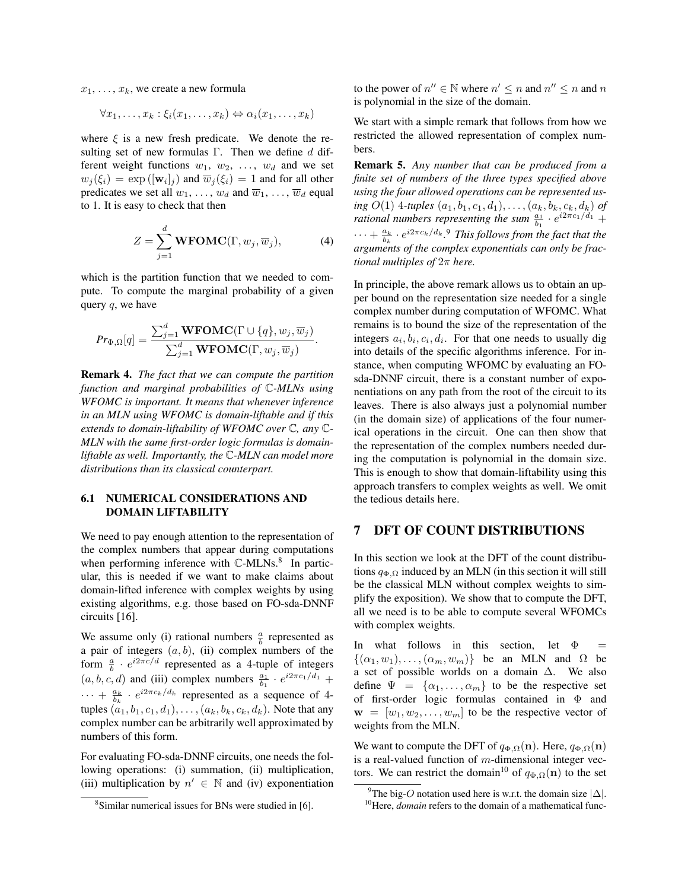$x_1, \ldots, x_k$, we create a new formula

$$\forall x_1, \ldots, x_k : \xi_i(x_1, \ldots, x_k) \Leftrightarrow \alpha_i(x_1, \ldots, x_k)$$

where $\xi$ is a new fresh predicate. We denote the resulting set of new formulas $\Gamma$. Then we define $d$ different weight functions $w_1$, $w_2$, $\ldots$, $w_d$ and we set $w_j(\xi_i) = \exp([\mathbf{w}_i]_j)$ and $\overline{w}_j(\xi_i) = 1$ and for all other predicates we set all $w_1, \ldots, w_d$ and $\overline{w}_1, \ldots, \overline{w}_d$ equal to 1. It is easy to check that then

$$Z = \sum_{j=1}^{d} \mathbf{WFOMC}(\Gamma, w_j, \overline{w}_j), \tag{4}$$

which is the partition function that we needed to compute. To compute the marginal probability of a given query $q$, we have

$$Pr_{\Phi,\Omega}[q] = \frac{\sum_{j=1}^{d} \mathbf{WFOMC}(\Gamma \cup \{q\}, w_j, \overline{w}_j)}{\sum_{j=1}^{d} \mathbf{WFOMC}(\Gamma, w_j, \overline{w}_j)}.$$

**Remark 4.** *The fact that we can compute the partition function and marginal probabilities of $\mathbb{C}$-MLNs using WFOMC is important. It means that whenever inference in an MLN using WFOMC is domain-liftable and if this extends to domain-liftability of WFOMC over $\mathbb{C}$, any $\mathbb{C}$-MLN with the same first-order logic formulas is domain-liftable as well. Importantly, the $\mathbb{C}$-MLN can model more distributions than its classical counterpart.*

### 6.1 NUMERICAL CONSIDERATIONS AND DOMAIN LIFTABILITY

We need to pay enough attention to the representation of the complex numbers that appear during computations when performing inference with $\mathbb{C}$-MLNs.[8] In particular, this is needed if we want to make claims about domain-lifted inference with complex weights by using existing algorithms, e.g. those based on FO-sda-DNNF circuits [16].

We assume only (i) rational numbers $\frac{a}{b}$ represented as a pair of integers $(a, b)$, (ii) complex numbers of the form $\frac{a}{b} \cdot e^{i2\pi c/d}$ represented as a 4-tuple of integers $(a, b, c, d)$ and (iii) complex numbers $\frac{a_1}{b_1} \cdot e^{i2\pi c_1/d_1} + \cdots + \frac{a_k}{b_k} \cdot e^{i2\pi c_k/d_k}$ represented as a sequence of 4-tuples $(a_1, b_1, c_1, d_1), \ldots, (a_k, b_k, c_k, d_k)$. Note that any complex number can be arbitrarily well approximated by numbers of this form.

For evaluating FO-sda-DNNF circuits, one needs the following operations: (i) summation, (ii) multiplication, (iii) multiplication by $n' \in \mathbb{N}$ and (iv) exponentiation to the power of $n'' \in \mathbb{N}$ where $n' \leq n$ and $n'' \leq n$ and $n$ is polynomial in the size of the domain.

We start with a simple remark that follows from how we restricted the allowed representation of complex numbers.

**Remark 5.** *Any number that can be produced from a finite set of numbers of the three types specified above using the four allowed operations can be represented using $O(1)$ 4-tuples $(a_1, b_1, c_1, d_1), \ldots, (a_k, b_k, c_k, d_k)$ of rational numbers representing the sum $\frac{a_1}{b_1} \cdot e^{i2\pi c_1/d_1} + \cdots + \frac{a_k}{b_k} \cdot e^{i2\pi c_k/d_k}$.*[9] *This follows from the fact that the arguments of the complex exponentials can only be fractional multiples of $2\pi$ here.*

In principle, the above remark allows us to obtain an upper bound on the representation size needed for a single complex number during computation of WFOMC. What remains is to bound the size of the representation of the integers $a_i, b_i, c_i, d_i$. For that one needs to usually dig into details of the specific algorithms inference. For instance, when computing WFOMC by evaluating an FO-sda-DNNF circuit, there is a constant number of exponentiations on any path from the root of the circuit to its leaves. There is also always just a polynomial number (in the domain size) of applications of the four numerical operations in the circuit. One can then show that the representation of the complex numbers needed during the computation is polynomial in the domain size. This is enough to show that domain-liftability using this approach transfers to complex weights as well. We omit the tedious details here.

## 7 DFT OF COUNT DISTRIBUTIONS

In this section we look at the DFT of the count distributions $q_{\Phi,\Omega}$ induced by an MLN (in this section it will still be the classical MLN without complex weights to simplify the exposition). We show that to compute the DFT, all we need is to be able to compute several WFOMCs with complex weights.

In what follows in this section, let $\Phi = \{(\alpha_1, w_1), \ldots, (\alpha_m, w_m)\}$ be an MLN and $\Omega$ be a set of possible worlds on a domain $\Delta$. We also define $\Psi = \{\alpha_1, \ldots, \alpha_m\}$ to be the respective set of first-order logic formulas contained in $\Phi$ and $\mathbf{w} = [w_1, w_2, \ldots, w_m]$ to be the respective vector of weights from the MLN.

We want to compute the DFT of $q_{\Phi,\Omega}(\mathbf{n})$. Here, $q_{\Phi,\Omega}(\mathbf{n})$ is a real-valued function of $m$-dimensional integer vectors. We can restrict the domain[10] of $q_{\Phi,\Omega}(\mathbf{n})$ to the set

[8] Similar numerical issues for BNs were studied in [6].

[9] The big-$O$ notation used here is w.r.t. the domain size $|\Delta|$.

[10] Here, *domain* refers to the domain of a mathematical func-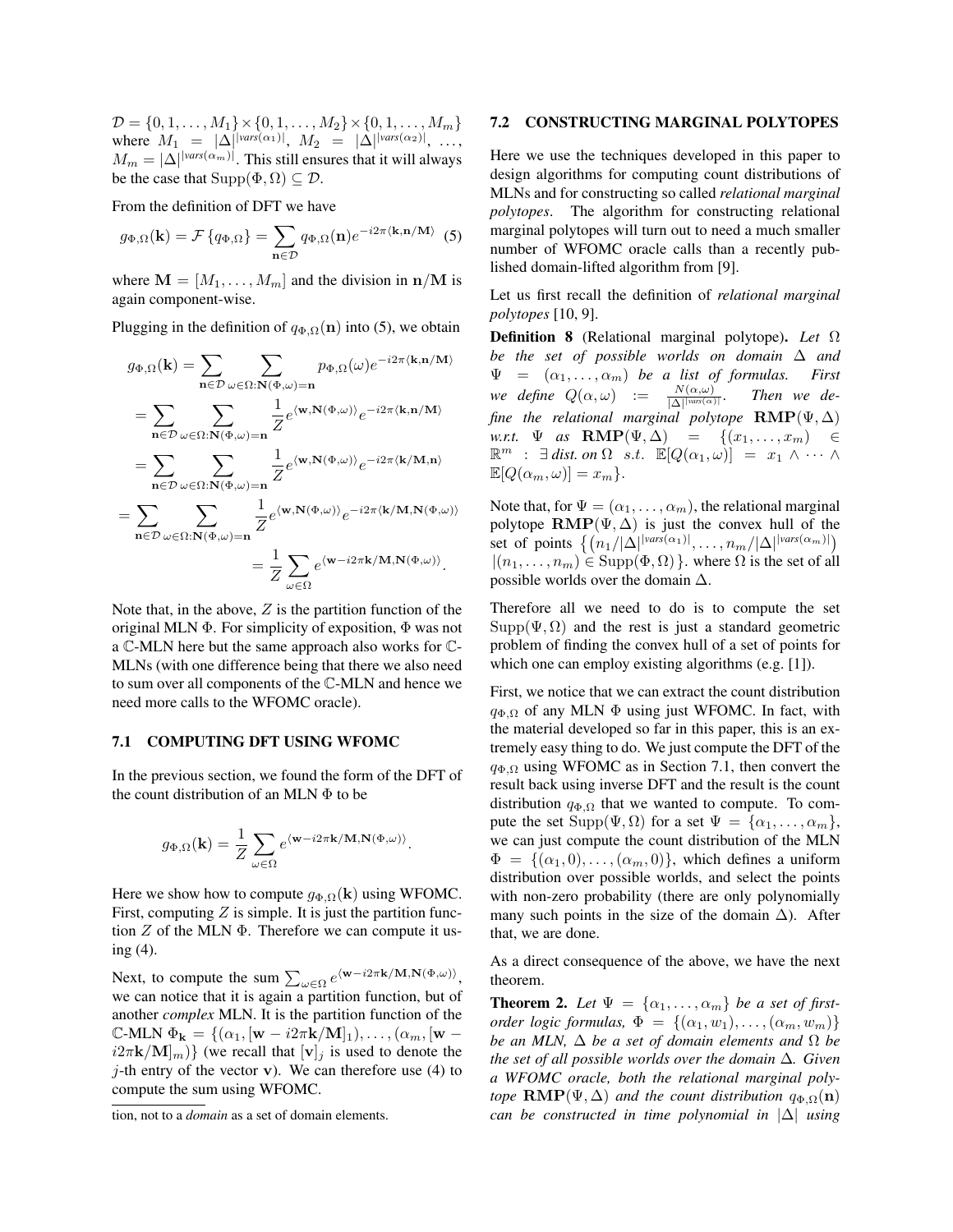$\mathcal{D} = \{0, 1, \ldots, M_1\} \times \{0, 1, \ldots, M_2\} \times \{0, 1, \ldots, M_m\}$ where $M_1 = |\Delta|^{|vars(\alpha_1)|}$, $M_2 = |\Delta|^{|vars(\alpha_2)|}$, $\ldots$, $M_m = |\Delta|^{|vars(\alpha_m)|}$. This still ensures that it will always be the case that $\text{Supp}(\Phi, \Omega) \subseteq \mathcal{D}$.

From the definition of DFT we have

$$g_{\Phi,\Omega}(\mathbf{k}) = \mathcal{F}\left\{q_{\Phi,\Omega}\right\} = \sum_{\mathbf{n} \in \mathcal{D}} q_{\Phi,\Omega}(\mathbf{n}) e^{-i2\pi\langle \mathbf{k}, \mathbf{n}/\mathbf{M}\rangle} \quad (5)$$

where $\mathbf{M} = [M_1, \ldots, M_m]$ and the division in $\mathbf{n}/\mathbf{M}$ is again component-wise.

Plugging in the definition of $q_{\Phi,\Omega}(\mathbf{n})$ into (5), we obtain

$$\begin{aligned}
g_{\Phi,\Omega}(\mathbf{k}) &= \sum_{\mathbf{n} \in \mathcal{D}} \sum_{\omega \in \Omega : \mathbf{N}(\Phi,\omega) = \mathbf{n}} p_{\Phi,\Omega}(\omega) e^{-i2\pi\langle \mathbf{k}, \mathbf{n}/\mathbf{M}\rangle} \\
&= \sum_{\mathbf{n} \in \mathcal{D}} \sum_{\omega \in \Omega : \mathbf{N}(\Phi,\omega) = \mathbf{n}} \frac{1}{Z} e^{\langle \mathbf{w}, \mathbf{N}(\Phi,\omega)\rangle} e^{-i2\pi\langle \mathbf{k}, \mathbf{n}/\mathbf{M}\rangle} \\
&= \sum_{\mathbf{n} \in \mathcal{D}} \sum_{\omega \in \Omega : \mathbf{N}(\Phi,\omega) = \mathbf{n}} \frac{1}{Z} e^{\langle \mathbf{w}, \mathbf{N}(\Phi,\omega)\rangle} e^{-i2\pi\langle \mathbf{k}/\mathbf{M}, \mathbf{n}\rangle} \\
&= \sum_{\mathbf{n} \in \mathcal{D}} \sum_{\omega \in \Omega : \mathbf{N}(\Phi,\omega) = \mathbf{n}} \frac{1}{Z} e^{\langle \mathbf{w}, \mathbf{N}(\Phi,\omega)\rangle} e^{-i2\pi\langle \mathbf{k}/\mathbf{M}, \mathbf{N}(\Phi,\omega)\rangle} \\
&= \frac{1}{Z} \sum_{\omega \in \Omega} e^{\langle \mathbf{w} - i2\pi\mathbf{k}/\mathbf{M}, \mathbf{N}(\Phi,\omega)\rangle}.
\end{aligned}$$

Note that, in the above, $Z$ is the partition function of the original MLN $\Phi$. For simplicity of exposition, $\Phi$ was not a $\mathbb{C}$-MLN here but the same approach also works for $\mathbb{C}$-MLNs (with one difference being that there we also need to sum over all components of the $\mathbb{C}$-MLN and hence we need more calls to the WFOMC oracle).

### 7.1 COMPUTING DFT USING WFOMC

In the previous section, we found the form of the DFT of the count distribution of an MLN $\Phi$ to be

$$g_{\Phi,\Omega}(\mathbf{k}) = \frac{1}{Z} \sum_{\omega \in \Omega} e^{\langle \mathbf{w} - i2\pi\mathbf{k}/\mathbf{M}, \mathbf{N}(\Phi,\omega)\rangle}.$$

Here we show how to compute $g_{\Phi,\Omega}(\mathbf{k})$ using WFOMC. First, computing $Z$ is simple. It is just the partition function $Z$ of the MLN $\Phi$. Therefore we can compute it using (4).

Next, to compute the sum $\sum_{\omega \in \Omega} e^{\langle \mathbf{w} - i2\pi\mathbf{k}/\mathbf{M}, \mathbf{N}(\Phi,\omega)\rangle}$, we can notice that it is again a partition function, but of another *complex* MLN. It is the partition function of the $\mathbb{C}$-MLN $\Phi_{\mathbf{k}} = \{(\alpha_1, [\mathbf{w} - i2\pi\mathbf{k}/\mathbf{M}]_1), \ldots, (\alpha_m, [\mathbf{w} - i2\pi\mathbf{k}/\mathbf{M}]_m)\}$ (we recall that $[\mathbf{v}]_j$ is used to denote the $j$-th entry of the vector $\mathbf{v}$). We can therefore use (4) to compute the sum using WFOMC.

tion, not to a *domain* as a set of domain elements.

### 7.2 CONSTRUCTING MARGINAL POLYTOPES

Here we use the techniques developed in this paper to design algorithms for computing count distributions of MLNs and for constructing so called *relational marginal polytopes*. The algorithm for constructing relational marginal polytopes will turn out to need a much smaller number of WFOMC oracle calls than a recently published domain-lifted algorithm from [9].

Let us first recall the definition of *relational marginal polytopes* [10, 9].

**Definition 8** (Relational marginal polytope). *Let $\Omega$ be the set of possible worlds on domain $\Delta$ and $\Psi = (\alpha_1, \ldots, \alpha_m)$ be a list of formulas. First we define $Q(\alpha, \omega) := \frac{N(\alpha,\omega)}{|\Delta|^{|vars(\alpha)|}}$. Then we define the relational marginal polytope $\mathbf{RMP}(\Psi, \Delta)$ w.r.t. $\Psi$ as $\mathbf{RMP}(\Psi, \Delta) = \{(x_1, \ldots, x_m) \in \mathbb{R}^m : \exists$ dist. on $\Omega$ s.t. $\mathbb{E}[Q(\alpha_1, \omega)] = x_1 \wedge \cdots \wedge \mathbb{E}[Q(\alpha_m, \omega)] = x_m\}$.*

Note that, for $\Psi = (\alpha_1, \ldots, \alpha_m)$, the relational marginal polytope $\mathbf{RMP}(\Psi, \Delta)$ is just the convex hull of the set of points $\left\{\left(n_1/|\Delta|^{|vars(\alpha_1)|}, \ldots, n_m/|\Delta|^{|vars(\alpha_m)|}\right) \right.$ $\left.|(n_1, \ldots, n_m) \in \text{Supp}(\Phi, \Omega)\right\}$. where $\Omega$ is the set of all possible worlds over the domain $\Delta$.

Therefore all we need to do is to compute the set $\text{Supp}(\Psi, \Omega)$ and the rest is just a standard geometric problem of finding the convex hull of a set of points for which one can employ existing algorithms (e.g. [1]).

First, we notice that we can extract the count distribution $q_{\Phi,\Omega}$ of any MLN $\Phi$ using just WFOMC. In fact, with the material developed so far in this paper, this is an extremely easy thing to do. We just compute the DFT of the $q_{\Phi,\Omega}$ using WFOMC as in Section 7.1, then convert the result back using inverse DFT and the result is the count distribution $q_{\Phi,\Omega}$ that we wanted to compute. To compute the set $\text{Supp}(\Psi, \Omega)$ for a set $\Psi = \{\alpha_1, \ldots, \alpha_m\}$, we can just compute the count distribution of the MLN $\Phi = \{(\alpha_1, 0), \ldots, (\alpha_m, 0)\}$, which defines a uniform distribution over possible worlds, and select the points with non-zero probability (there are only polynomially many such points in the size of the domain $\Delta$). After that, we are done.

As a direct consequence of the above, we have the next theorem.

**Theorem 2.** *Let $\Psi = \{\alpha_1, \ldots, \alpha_m\}$ be a set of first-order logic formulas, $\Phi = \{(\alpha_1, w_1), \ldots, (\alpha_m, w_m)\}$ be an MLN, $\Delta$ be a set of domain elements and $\Omega$ be the set of all possible worlds over the domain $\Delta$. Given a WFOMC oracle, both the relational marginal polytope $\mathbf{RMP}(\Psi, \Delta)$ and the count distribution $q_{\Phi,\Omega}(\mathbf{n})$ can be constructed in time polynomial in $|\Delta|$ using*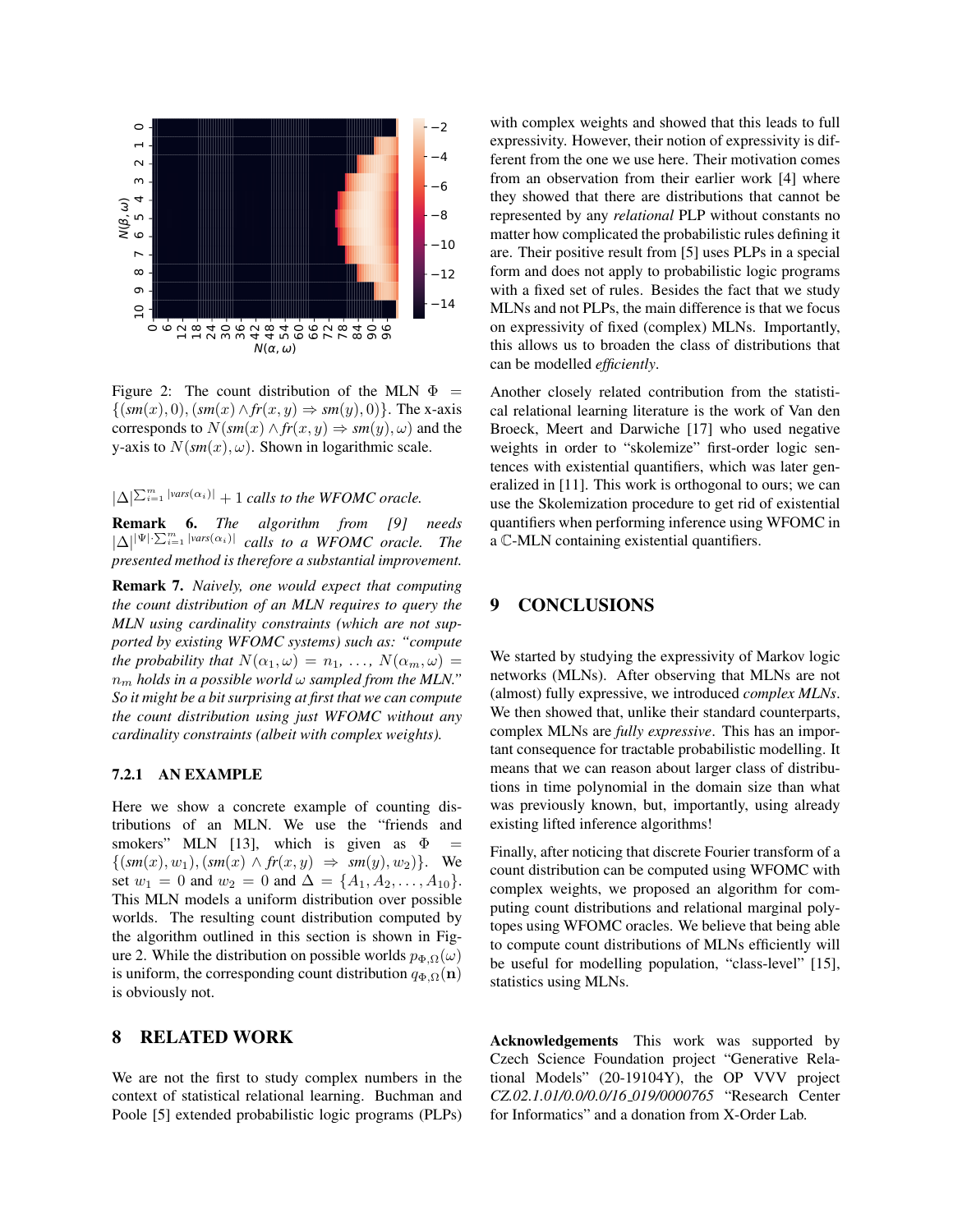Figure 2: The count distribution of the MLN $\Phi = \{(sm(x), 0), (sm(x) \wedge fr(x, y) \Rightarrow sm(y), 0)\}$. The x-axis corresponds to $N(sm(x) \wedge fr(x, y) \Rightarrow sm(y), \omega)$ and the y-axis to $N(sm(x), \omega)$. Shown in logarithmic scale.

$|\Delta|^{\sum_{i=1}^{m} |vars(\alpha_i)|} + 1$ *calls to the WFOMC oracle.*

**Remark 6.** *The algorithm from [9] needs $|\Delta|^{|\Psi| \cdot \sum_{i=1}^{m} |vars(\alpha_i)|}$ calls to a WFOMC oracle. The presented method is therefore a substantial improvement.*

**Remark 7.** *Naively, one would expect that computing the count distribution of an MLN requires to query the MLN using cardinality constraints (which are not supported by existing WFOMC systems) such as: "compute the probability that $N(\alpha_1, \omega) = n_1, \ldots, N(\alpha_m, \omega) = n_m$ holds in a possible world $\omega$ sampled from the MLN." So it might be a bit surprising at first that we can compute the count distribution using just WFOMC without any cardinality constraints (albeit with complex weights).*

#### 7.2.1 AN EXAMPLE

Here we show a concrete example of counting distributions of an MLN. We use the "friends and smokers" MLN [13], which is given as $\Phi = \{(sm(x), w_1), (sm(x) \wedge fr(x, y) \Rightarrow sm(y), w_2)\}$. We set $w_1 = 0$ and $w_2 = 0$ and $\Delta = \{A_1, A_2, \ldots, A_{10}\}$. This MLN models a uniform distribution over possible worlds. The resulting count distribution computed by the algorithm outlined in this section is shown in Figure 2. While the distribution on possible worlds $p_{\Phi,\Omega}(\omega)$ is uniform, the corresponding count distribution $q_{\Phi,\Omega}(\mathbf{n})$ is obviously not.

## 8 RELATED WORK

We are not the first to study complex numbers in the context of statistical relational learning. Buchman and Poole [5] extended probabilistic logic programs (PLPs) with complex weights and showed that this leads to full expressivity. However, their notion of expressivity is different from the one we use here. Their motivation comes from an observation from their earlier work [4] where they showed that there are distributions that cannot be represented by any *relational* PLP without constants no matter how complicated the probabilistic rules defining it are. Their positive result from [5] uses PLPs in a special form and does not apply to probabilistic logic programs with a fixed set of rules. Besides the fact that we study MLNs and not PLPs, the main difference is that we focus on expressivity of fixed (complex) MLNs. Importantly, this allows us to broaden the class of distributions that can be modelled *efficiently*.

Another closely related contribution from the statistical relational learning literature is the work of Van den Broeck, Meert and Darwiche [17] who used negative weights in order to "skolemize" first-order logic sentences with existential quantifiers, which was later generalized in [11]. This work is orthogonal to ours; we can use the Skolemization procedure to get rid of existential quantifiers when performing inference using WFOMC in a $\mathbb{C}$-MLN containing existential quantifiers.

## 9 CONCLUSIONS

We started by studying the expressivity of Markov logic networks (MLNs). After observing that MLNs are not (almost) fully expressive, we introduced *complex MLNs*. We then showed that, unlike their standard counterparts, complex MLNs are *fully expressive*. This has an important consequence for tractable probabilistic modelling. It means that we can reason about larger class of distributions in time polynomial in the domain size than what was previously known, but, importantly, using already existing lifted inference algorithms!

Finally, after noticing that discrete Fourier transform of a count distribution can be computed using WFOMC with complex weights, we proposed an algorithm for computing count distributions and relational marginal polytopes using WFOMC oracles. We believe that being able to compute count distributions of MLNs efficiently will be useful for modelling population, "class-level" [15], statistics using MLNs.

**Acknowledgements** This work was supported by Czech Science Foundation project "Generative Relational Models" (20-19104Y), the OP VVV project *CZ.02.1.01/0.0/0.0/16_019/0000765* "Research Center for Informatics" and a donation from X-Order Lab.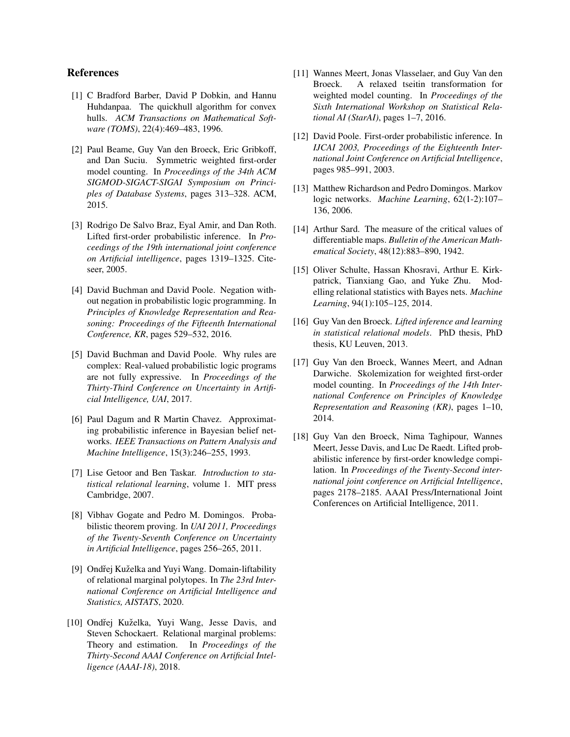## References

[1] C Bradford Barber, David P Dobkin, and Hannu Huhdanpaa. The quickhull algorithm for convex hulls. *ACM Transactions on Mathematical Software (TOMS)*, 22(4):469–483, 1996.

[2] Paul Beame, Guy Van den Broeck, Eric Gribkoff, and Dan Suciu. Symmetric weighted first-order model counting. In *Proceedings of the 34th ACM SIGMOD-SIGACT-SIGAI Symposium on Principles of Database Systems*, pages 313–328. ACM, 2015.

[3] Rodrigo De Salvo Braz, Eyal Amir, and Dan Roth. Lifted first-order probabilistic inference. In *Proceedings of the 19th international joint conference on Artificial intelligence*, pages 1319–1325. Citeseer, 2005.

[4] David Buchman and David Poole. Negation without negation in probabilistic logic programming. In *Principles of Knowledge Representation and Reasoning: Proceedings of the Fifteenth International Conference, KR*, pages 529–532, 2016.

[5] David Buchman and David Poole. Why rules are complex: Real-valued probabilistic logic programs are not fully expressive. In *Proceedings of the Thirty-Third Conference on Uncertainty in Artificial Intelligence, UAI*, 2017.

[6] Paul Dagum and R Martin Chavez. Approximating probabilistic inference in Bayesian belief networks. *IEEE Transactions on Pattern Analysis and Machine Intelligence*, 15(3):246–255, 1993.

[7] Lise Getoor and Ben Taskar. *Introduction to statistical relational learning*, volume 1. MIT press Cambridge, 2007.

[8] Vibhav Gogate and Pedro M. Domingos. Probabilistic theorem proving. In *UAI 2011, Proceedings of the Twenty-Seventh Conference on Uncertainty in Artificial Intelligence*, pages 256–265, 2011.

[9] Ondřej Kuželka and Yuyi Wang. Domain-liftability of relational marginal polytopes. In *The 23rd International Conference on Artificial Intelligence and Statistics, AISTATS*, 2020.

[10] Ondřej Kuželka, Yuyi Wang, Jesse Davis, and Steven Schockaert. Relational marginal problems: Theory and estimation. In *Proceedings of the Thirty-Second AAAI Conference on Artificial Intelligence (AAAI-18)*, 2018.

[11] Wannes Meert, Jonas Vlasselaer, and Guy Van den Broeck. A relaxed tseitin transformation for weighted model counting. In *Proceedings of the Sixth International Workshop on Statistical Relational AI (StarAI)*, pages 1–7, 2016.

[12] David Poole. First-order probabilistic inference. In *IJCAI 2003, Proceedings of the Eighteenth International Joint Conference on Artificial Intelligence*, pages 985–991, 2003.

[13] Matthew Richardson and Pedro Domingos. Markov logic networks. *Machine Learning*, 62(1-2):107–136, 2006.

[14] Arthur Sard. The measure of the critical values of differentiable maps. *Bulletin of the American Mathematical Society*, 48(12):883–890, 1942.

[15] Oliver Schulte, Hassan Khosravi, Arthur E. Kirkpatrick, Tianxiang Gao, and Yuke Zhu. Modelling relational statistics with Bayes nets. *Machine Learning*, 94(1):105–125, 2014.

[16] Guy Van den Broeck. *Lifted inference and learning in statistical relational models*. PhD thesis, PhD thesis, KU Leuven, 2013.

[17] Guy Van den Broeck, Wannes Meert, and Adnan Darwiche. Skolemization for weighted first-order model counting. In *Proceedings of the 14th International Conference on Principles of Knowledge Representation and Reasoning (KR)*, pages 1–10, 2014.

[18] Guy Van den Broeck, Nima Taghipour, Wannes Meert, Jesse Davis, and Luc De Raedt. Lifted probabilistic inference by first-order knowledge compilation. In *Proceedings of the Twenty-Second international joint conference on Artificial Intelligence*, pages 2178–2185. AAAI Press/International Joint Conferences on Artificial Intelligence, 2011.